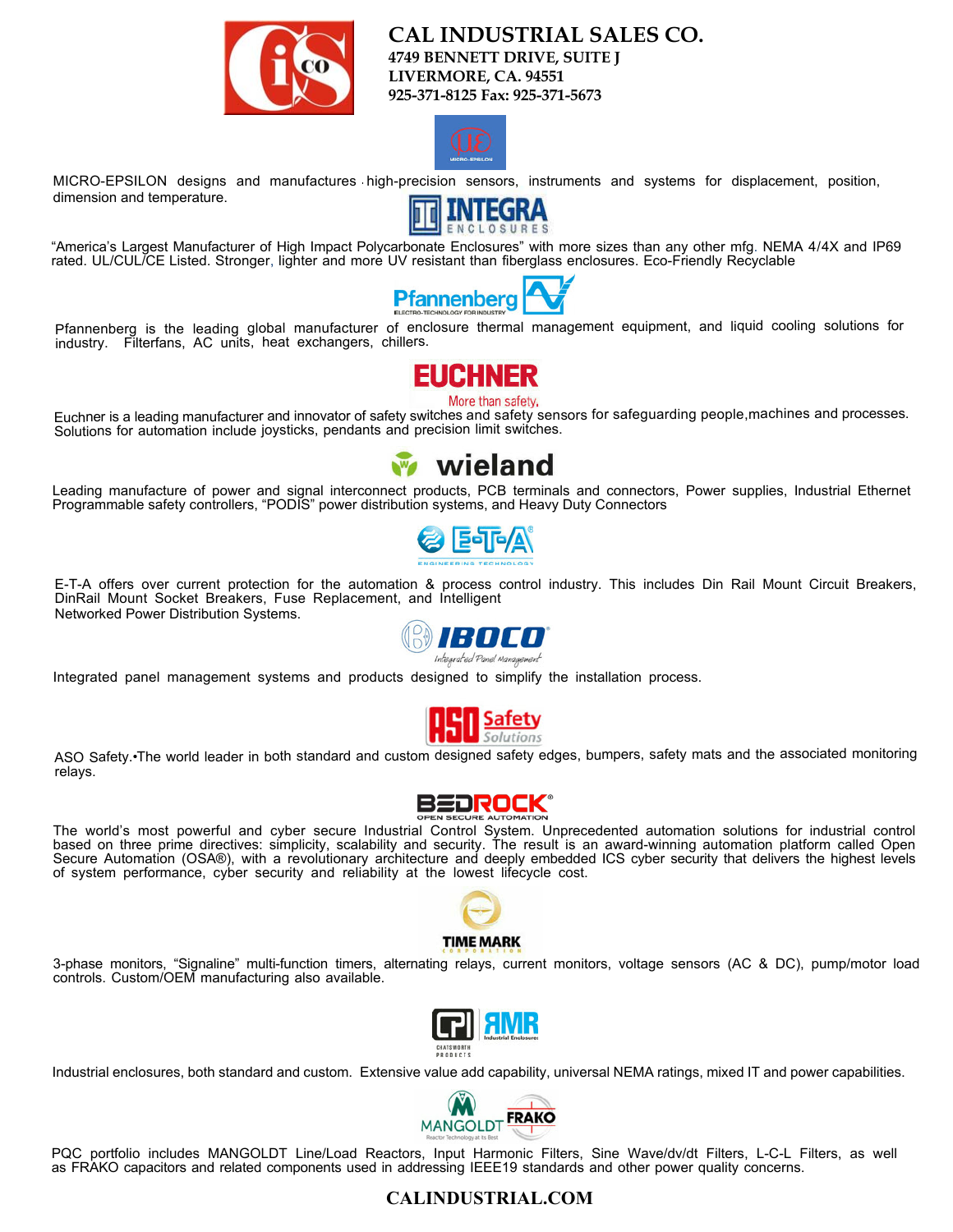# CAL INDUSTRIAL SALES CO.

**4749 BENNETT DRIVE, SUITE J**
**LIVERMORE, CA. 94551**
**925-371-8125 Fax: 925-371-5673**

MICRO-EPSILON designs and manufactures high-precision sensors, instruments and systems for displacement, position, dimension and temperature.

"America's Largest Manufacturer of High Impact Polycarbonate Enclosures" with more sizes than any other mfg. NEMA 4/4X and IP69 rated. UL/CUL/CE Listed. Stronger, lighter and more UV resistant than fiberglass enclosures. Eco-Friendly Recyclable

Pfannenberg is the leading global manufacturer of enclosure thermal management equipment, and liquid cooling solutions for industry. Filterfans, AC units, heat exchangers, chillers.

Euchner is a leading manufacturer and innovator of safety switches and safety sensors for safeguarding people,machines and processes. Solutions for automation include joysticks, pendants and precision limit switches.

Leading manufacture of power and signal interconnect products, PCB terminals and connectors, Power supplies, Industrial Ethernet Programmable safety controllers, "PODIS" power distribution systems, and Heavy Duty Connectors

E-T-A offers over current protection for the automation & process control industry. This includes Din Rail Mount Circuit Breakers, DinRail Mount Socket Breakers, Fuse Replacement, and Intelligent Networked Power Distribution Systems.

Integrated panel management systems and products designed to simplify the installation process.

ASO Safety.•The world leader in both standard and custom designed safety edges, bumpers, safety mats and the associated monitoring relays.

The world's most powerful and cyber secure Industrial Control System. Unprecedented automation solutions for industrial control based on three prime directives: simplicity, scalability and security. The result is an award-winning automation platform called Open Secure Automation (OSA®), with a revolutionary architecture and deeply embedded ICS cyber security that delivers the highest levels of system performance, cyber security and reliability at the lowest lifecycle cost.

3-phase monitors, "Signaline" multi-function timers, alternating relays, current monitors, voltage sensors (AC & DC), pump/motor load controls. Custom/OEM manufacturing also available.

Industrial enclosures, both standard and custom. Extensive value add capability, universal NEMA ratings, mixed IT and power capabilities.

PQC portfolio includes MANGOLDT Line/Load Reactors, Input Harmonic Filters, Sine Wave/dv/dt Filters, L-C-L Filters, as well as FRAKO capacitors and related components used in addressing IEEE19 standards and other power quality concerns.

**CALINDUSTRIAL.COM**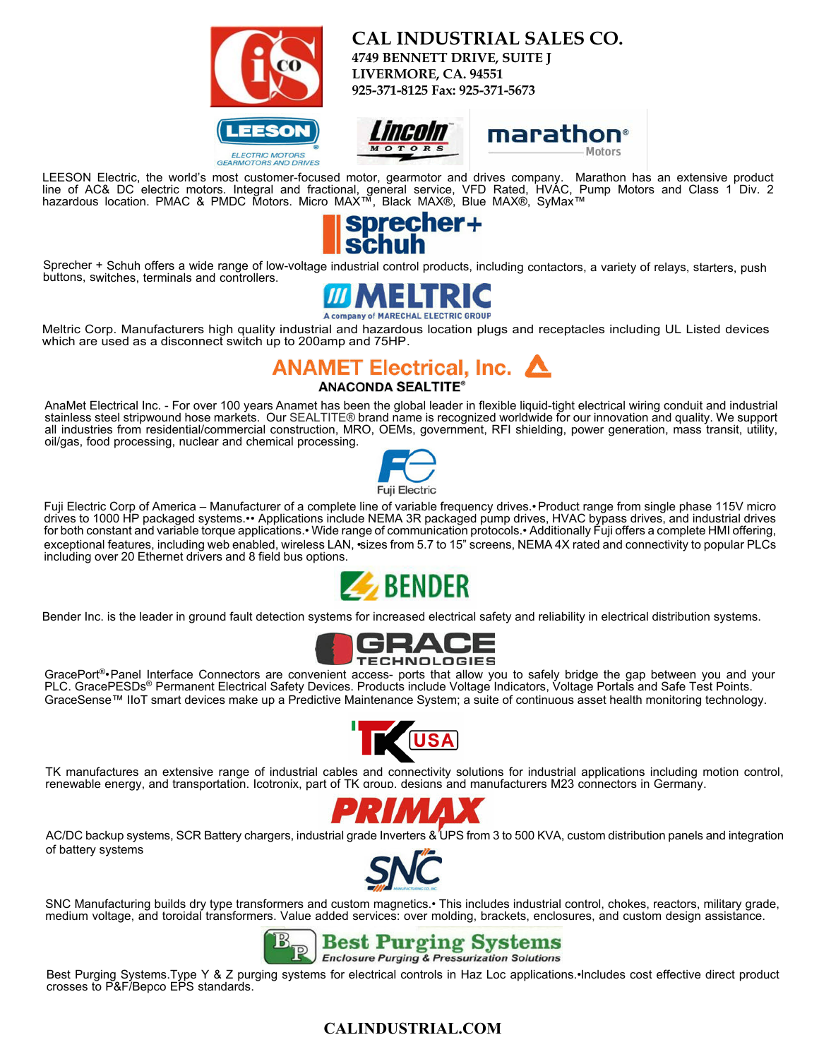# CAL INDUSTRIAL SALES CO.

**4749 BENNETT DRIVE, SUITE J**
**LIVERMORE, CA. 94551**
**925-371-8125 Fax: 925-371-5673**

LEESON Electric, the world's most customer-focused motor, gearmotor and drives company. Marathon has an extensive product line of AC& DC electric motors. Integral and fractional, general service, VFD Rated, HVAC, Pump Motors and Class 1 Div. 2 hazardous location. PMAC & PMDC Motors. Micro MAX™, Black MAX®, Blue MAX®, SyMax™

Sprecher + Schuh offers a wide range of low-voltage industrial control products, including contactors, a variety of relays, starters, push buttons, switches, terminals and controllers.

Meltric Corp. Manufacturers high quality industrial and hazardous location plugs and receptacles including UL Listed devices which are used as a disconnect switch up to 200amp and 75HP.

AnaMet Electrical Inc. - For over 100 years Anamet has been the global leader in flexible liquid-tight electrical wiring conduit and industrial stainless steel stripwound hose markets. Our SEALTITE® brand name is recognized worldwide for our innovation and quality. We support all industries from residential/commercial construction, MRO, OEMs, government, RFI shielding, power generation, mass transit, utility, oil/gas, food processing, nuclear and chemical processing.

Fuji Electric Corp of America – Manufacturer of a complete line of variable frequency drives.• Product range from single phase 115V micro drives to 1000 HP packaged systems.•• Applications include NEMA 3R packaged pump drives, HVAC bypass drives, and industrial drives for both constant and variable torque applications.• Wide range of communication protocols.• Additionally Fuji offers a complete HMI offering, exceptional features, including web enabled, wireless LAN, •sizes from 5.7 to 15" screens, NEMA 4X rated and connectivity to popular PLCs including over 20 Ethernet drivers and 8 field bus options.

Bender Inc. is the leader in ground fault detection systems for increased electrical safety and reliability in electrical distribution systems.

GracePort®•Panel Interface Connectors are convenient access- ports that allow you to safely bridge the gap between you and your PLC. GracePESDs® Permanent Electrical Safety Devices. Products include Voltage Indicators, Voltage Portals and Safe Test Points. GraceSense™ IIoT smart devices make up a Predictive Maintenance System; a suite of continuous asset health monitoring technology.

TK manufactures an extensive range of industrial cables and connectivity solutions for industrial applications including motion control, renewable energy, and transportation. Icotronix, part of TK group, designs and manufacturers M23 connectors in Germany.

AC/DC backup systems, SCR Battery chargers, industrial grade Inverters & UPS from 3 to 500 KVA, custom distribution panels and integration of battery systems

SNC Manufacturing builds dry type transformers and custom magnetics.• This includes industrial control, chokes, reactors, military grade, medium voltage, and toroidal transformers. Value added services: over molding, brackets, enclosures, and custom design assistance.

Best Purging Systems.Type Y & Z purging systems for electrical controls in Haz Loc applications.•Includes cost effective direct product crosses to P&F/Bepco EPS standards.

**CALINDUSTRIAL.COM**